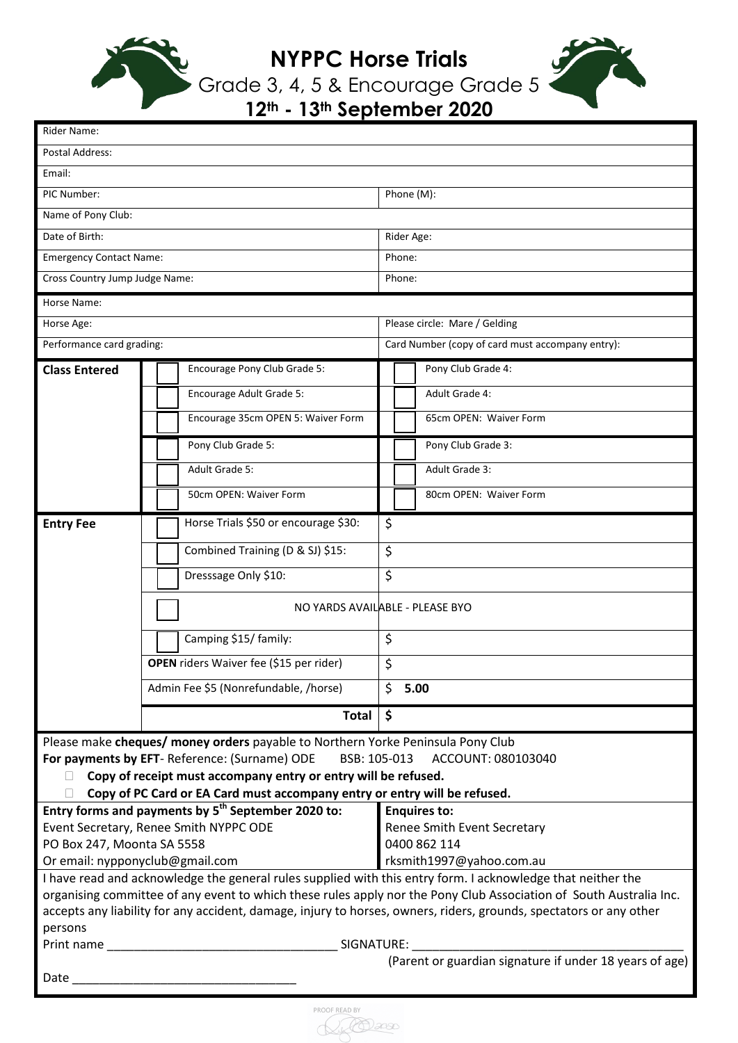# NYPPC Horse Trials

## Grade 3, 4, 5 & Encourage Grade 5

## 12th - 13th September 2020

| | |
|---|---|
| Rider Name: | |
| Postal Address: | |
| Email: | |
| PIC Number: | Phone (M): |
| Name of Pony Club: | |
| Date of Birth: | Rider Age: |
| Emergency Contact Name: | Phone: |
| Cross Country Jump Judge Name: | Phone: |
| Horse Name: | |
| Horse Age: | Please circle: Mare / Gelding |
| Performance card grading: | Card Number (copy of card must accompany entry): |

| | | |
|---|---|---|
| **Class Entered** | ☐ Encourage Pony Club Grade 5: | ☐ Pony Club Grade 4: |
| | ☐ Encourage Adult Grade 5: | ☐ Adult Grade 4: |
| | ☐ Encourage 35cm OPEN 5: Waiver Form | ☐ 65cm OPEN: Waiver Form |
| | ☐ Pony Club Grade 5: | ☐ Pony Club Grade 3: |
| | ☐ Adult Grade 5: | ☐ Adult Grade 3: |
| | ☐ 50cm OPEN: Waiver Form | ☐ 80cm OPEN: Waiver Form |
| **Entry Fee** | ☐ Horse Trials $50 or encourage $30: | $ |
| | ☐ Combined Training (D & SJ) $15: | $ |
| | ☐ Dresssage Only $10: | $ |
| | ☐ NO YARDS AVAILABLE - PLEASE BYO | |
| | ☐ Camping $15/ family: | $ |
| | **OPEN** riders Waiver fee ($15 per rider) | $ |
| | Admin Fee $5 (Nonrefundable, /horse) | $ **5.00** |
| | **Total** | **$** |

Please make **cheques/ money orders** payable to Northern Yorke Peninsula Pony Club

**For payments by EFT**- Reference: (Surname) ODE BSB: 105-013 ACCOUNT: 080103040

- **Copy of receipt must accompany entry or entry will be refused.**
- **Copy of PC Card or EA Card must accompany entry or entry will be refused.**

**Entry forms and payments by 5th September 2020 to:**
Event Secretary, Renee Smith NYPPC ODE
PO Box 247, Moonta SA 5558
Or email: nypponyclub@gmail.com

**Enquires to:**
Renee Smith Event Secretary
0400 862 114
rksmith1997@yahoo.com.au

I have read and acknowledge the general rules supplied with this entry form. I acknowledge that neither the organising committee of any event to which these rules apply nor the Pony Club Association of South Australia Inc. accepts any liability for any accident, damage, injury to horses, owners, riders, grounds, spectators or any other persons

Print name ______________________________ SIGNATURE: ______________________________
(Parent or guardian signature if under 18 years of age)

Date ______________________________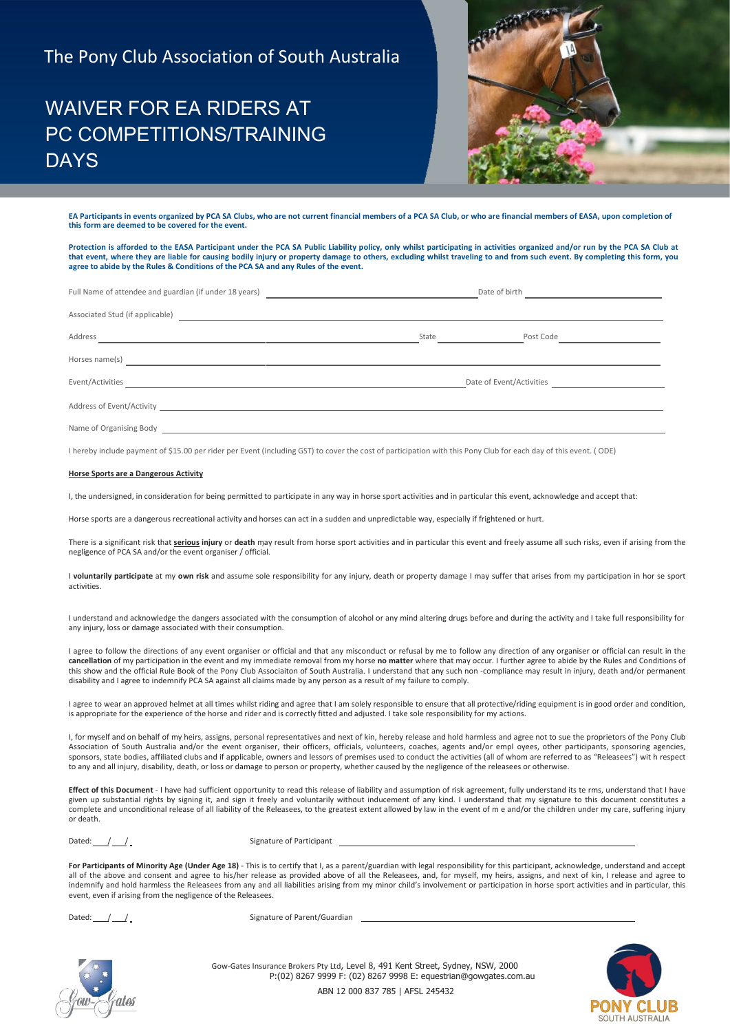The Pony Club Association of South Australia

# WAIVER FOR EA RIDERS AT PC COMPETITIONS/TRAINING DAYS

**EA Participants in events organized by PCA SA Clubs, who are not current financial members of a PCA SA Club, or who are financial members of EASA, upon completion of this form are deemed to be covered for the event.**

**Protection is afforded to the EASA Participant under the PCA SA Public Liability policy, only whilst participating in activities organized and/or run by the PCA SA Club at that event, where they are liable for causing bodily injury or property damage to others, excluding whilst traveling to and from such event. By completing this form, you agree to abide by the Rules & Conditions of the PCA SA and any Rules of the event.**

Full Name of attendee and guardian (if under 18 years) ______________________ Date of birth ______________

Associated Stud (if applicable) ______________________

Address ______________________ State ________ Post Code ________

Horses name(s) ______________________

Event/Activities ______________________ Date of Event/Activities ______________

Address of Event/Activity ______________________

Name of Organising Body ______________________

I hereby include payment of $15.00 per rider per Event (including GST) to cover the cost of participation with this Pony Club for each day of this event. ( ODE)

**Horse Sports are a Dangerous Activity**

I, the undersigned, in consideration for being permitted to participate in any way in horse sport activities and in particular this event, acknowledge and accept that:

Horse sports are a dangerous recreational activity and horses can act in a sudden and unpredictable way, especially if frightened or hurt.

There is a significant risk that **serious injury** or **death** may result from horse sport activities and in particular this event and freely assume all such risks, even if arising from the negligence of PCA SA and/or the event organiser / official.

I **voluntarily participate** at my **own risk** and assume sole responsibility for any injury, death or property damage I may suffer that arises from my participation in hor se sport activities.

I understand and acknowledge the dangers associated with the consumption of alcohol or any mind altering drugs before and during the activity and I take full responsibility for any injury, loss or damage associated with their consumption.

I agree to follow the directions of any event organiser or official and that any misconduct or refusal by me to follow any direction of any organiser or official can result in the **cancellation** of my participation in the event and my immediate removal from my horse **no matter** where that may occur. I further agree to abide by the Rules and Conditions of this show and the official Rule Book of the Pony Club Associaiton of South Australia. I understand that any such non -compliance may result in injury, death and/or permanent disability and I agree to indemnify PCA SA against all claims made by any person as a result of my failure to comply.

I agree to wear an approved helmet at all times whilst riding and agree that I am solely responsible to ensure that all protective/riding equipment is in good order and condition, is appropriate for the experience of the horse and rider and is correctly fitted and adjusted. I take sole responsibility for my actions.

I, for myself and on behalf of my heirs, assigns, personal representatives and next of kin, hereby release and hold harmless and agree not to sue the proprietors of the Pony Club Association of South Australia and/or the event organiser, their officers, officials, volunteers, coaches, agents and/or empl oyees, other participants, sponsoring agencies, sponsors, state bodies, affiliated clubs and if applicable, owners and lessors of premises used to conduct the activities (all of whom are referred to as "Releasees") wit h respect to any and all injury, disability, death, or loss or damage to person or property, whether caused by the negligence of the releasees or otherwise.

**Effect of this Document** - I have had sufficient opportunity to read this release of liability and assumption of risk agreement, fully understand its te rms, understand that I have given up substantial rights by signing it, and sign it freely and voluntarily without inducement of any kind. I understand that my signature to this document constitutes a complete and unconditional release of all liability of the Releasees, to the greatest extent allowed by law in the event of m e and/or the children under my care, suffering injury or death.

Dated: ___/___/___ Signature of Participant ______________________

**For Participants of Minority Age (Under Age 18)** - This is to certify that I, as a parent/guardian with legal responsibility for this participant, acknowledge, understand and accept all of the above and consent and agree to his/her release as provided above of all the Releasees, and, for myself, my heirs, assigns, and next of kin, I release and agree to indemnify and hold harmless the Releasees from any and all liabilities arising from my minor child's involvement or participation in horse sport activities and in particular, this event, even if arising from the negligence of the Releasees.

Dated: ___/___/___ Signature of Parent/Guardian ______________________

Gow-Gates Insurance Brokers Pty Ltd, Level 8, 491 Kent Street, Sydney, NSW, 2000
P:(02) 8267 9999 F: (02) 8267 9998 E: equestrian@gowgates.com.au
ABN 12 000 837 785 | AFSL 245432

PONY CLUB SOUTH AUSTRALIA